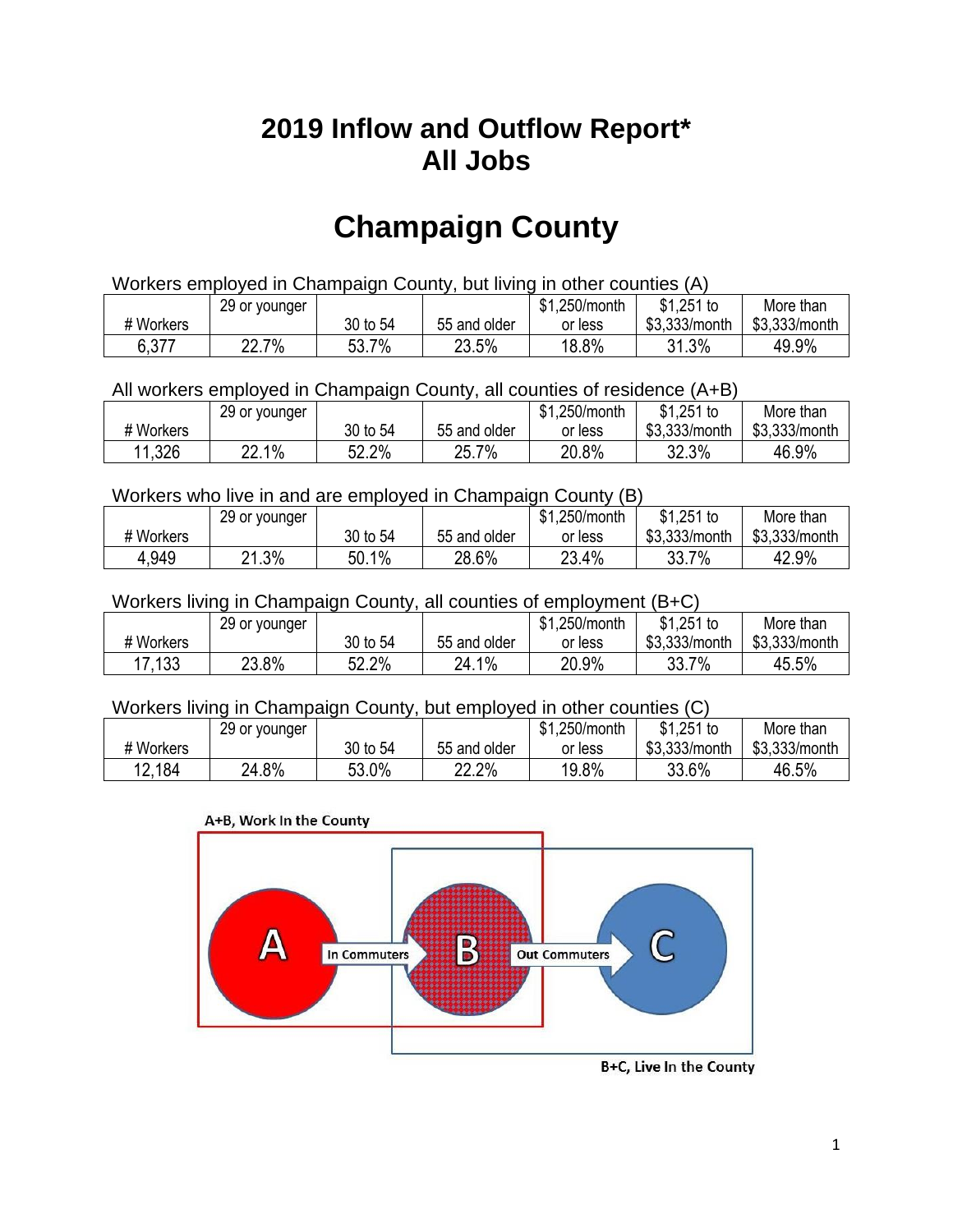# 2019 Inflow and Outflow Report*
# All Jobs

# Champaign County

Workers employed in Champaign County, but living in other counties (A)

| # Workers | 29 or younger | 30 to 54 | 55 and older | $1,250/month or less | $1,251 to $3,333/month | More than $3,333/month |
|---|---|---|---|---|---|---|
| 6,377 | 22.7% | 53.7% | 23.5% | 18.8% | 31.3% | 49.9% |

All workers employed in Champaign County, all counties of residence (A+B)

| # Workers | 29 or younger | 30 to 54 | 55 and older | $1,250/month or less | $1,251 to $3,333/month | More than $3,333/month |
|---|---|---|---|---|---|---|
| 11,326 | 22.1% | 52.2% | 25.7% | 20.8% | 32.3% | 46.9% |

Workers who live in and are employed in Champaign County (B)

| # Workers | 29 or younger | 30 to 54 | 55 and older | $1,250/month or less | $1,251 to $3,333/month | More than $3,333/month |
|---|---|---|---|---|---|---|
| 4,949 | 21.3% | 50.1% | 28.6% | 23.4% | 33.7% | 42.9% |

Workers living in Champaign County, all counties of employment (B+C)

| # Workers | 29 or younger | 30 to 54 | 55 and older | $1,250/month or less | $1,251 to $3,333/month | More than $3,333/month |
|---|---|---|---|---|---|---|
| 17,133 | 23.8% | 52.2% | 24.1% | 20.9% | 33.7% | 45.5% |

Workers living in Champaign County, but employed in other counties (C)

| # Workers | 29 or younger | 30 to 54 | 55 and older | $1,250/month or less | $1,251 to $3,333/month | More than $3,333/month |
|---|---|---|---|---|---|---|
| 12,184 | 24.8% | 53.0% | 22.2% | 19.8% | 33.6% | 46.5% |

A+B, Work In the County

A — In Commuters → B — Out Commuters → C

B+C, Live In the County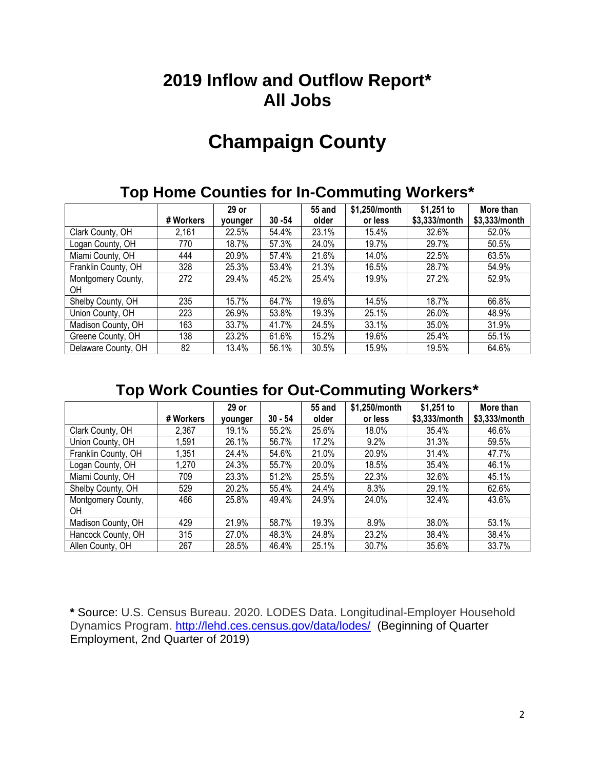# 2019 Inflow and Outflow Report* All Jobs

# Champaign County

## Top Home Counties for In-Commuting Workers*

| | # Workers | 29 or younger | 30 -54 | 55 and older | $1,250/month or less | $1,251 to $3,333/month | More than $3,333/month |
|---|---|---|---|---|---|---|---|
| Clark County, OH | 2,161 | 22.5% | 54.4% | 23.1% | 15.4% | 32.6% | 52.0% |
| Logan County, OH | 770 | 18.7% | 57.3% | 24.0% | 19.7% | 29.7% | 50.5% |
| Miami County, OH | 444 | 20.9% | 57.4% | 21.6% | 14.0% | 22.5% | 63.5% |
| Franklin County, OH | 328 | 25.3% | 53.4% | 21.3% | 16.5% | 28.7% | 54.9% |
| Montgomery County, OH | 272 | 29.4% | 45.2% | 25.4% | 19.9% | 27.2% | 52.9% |
| Shelby County, OH | 235 | 15.7% | 64.7% | 19.6% | 14.5% | 18.7% | 66.8% |
| Union County, OH | 223 | 26.9% | 53.8% | 19.3% | 25.1% | 26.0% | 48.9% |
| Madison County, OH | 163 | 33.7% | 41.7% | 24.5% | 33.1% | 35.0% | 31.9% |
| Greene County, OH | 138 | 23.2% | 61.6% | 15.2% | 19.6% | 25.4% | 55.1% |
| Delaware County, OH | 82 | 13.4% | 56.1% | 30.5% | 15.9% | 19.5% | 64.6% |

## Top Work Counties for Out-Commuting Workers*

| | # Workers | 29 or younger | 30 - 54 | 55 and older | $1,250/month or less | $1,251 to $3,333/month | More than $3,333/month |
|---|---|---|---|---|---|---|---|
| Clark County, OH | 2,367 | 19.1% | 55.2% | 25.6% | 18.0% | 35.4% | 46.6% |
| Union County, OH | 1,591 | 26.1% | 56.7% | 17.2% | 9.2% | 31.3% | 59.5% |
| Franklin County, OH | 1,351 | 24.4% | 54.6% | 21.0% | 20.9% | 31.4% | 47.7% |
| Logan County, OH | 1,270 | 24.3% | 55.7% | 20.0% | 18.5% | 35.4% | 46.1% |
| Miami County, OH | 709 | 23.3% | 51.2% | 25.5% | 22.3% | 32.6% | 45.1% |
| Shelby County, OH | 529 | 20.2% | 55.4% | 24.4% | 8.3% | 29.1% | 62.6% |
| Montgomery County, OH | 466 | 25.8% | 49.4% | 24.9% | 24.0% | 32.4% | 43.6% |
| Madison County, OH | 429 | 21.9% | 58.7% | 19.3% | 8.9% | 38.0% | 53.1% |
| Hancock County, OH | 315 | 27.0% | 48.3% | 24.8% | 23.2% | 38.4% | 38.4% |
| Allen County, OH | 267 | 28.5% | 46.4% | 25.1% | 30.7% | 35.6% | 33.7% |

**\*** Source: U.S. Census Bureau. 2020. LODES Data. Longitudinal-Employer Household Dynamics Program. http://lehd.ces.census.gov/data/lodes/ (Beginning of Quarter Employment, 2nd Quarter of 2019)